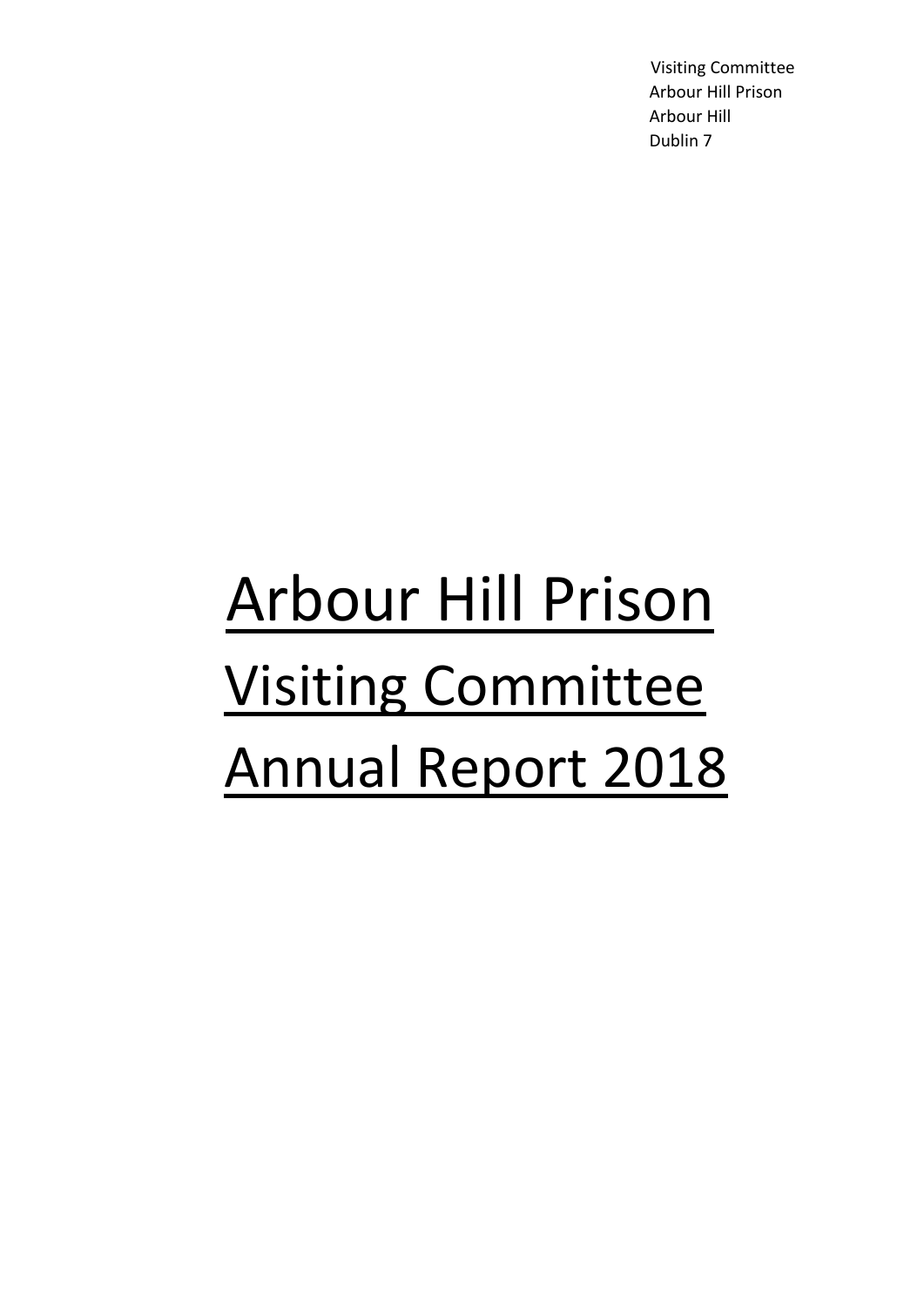Visiting Committee
Arbour Hill Prison
Arbour Hill
Dublin 7

# Arbour Hill Prison Visiting Committee Annual Report 2018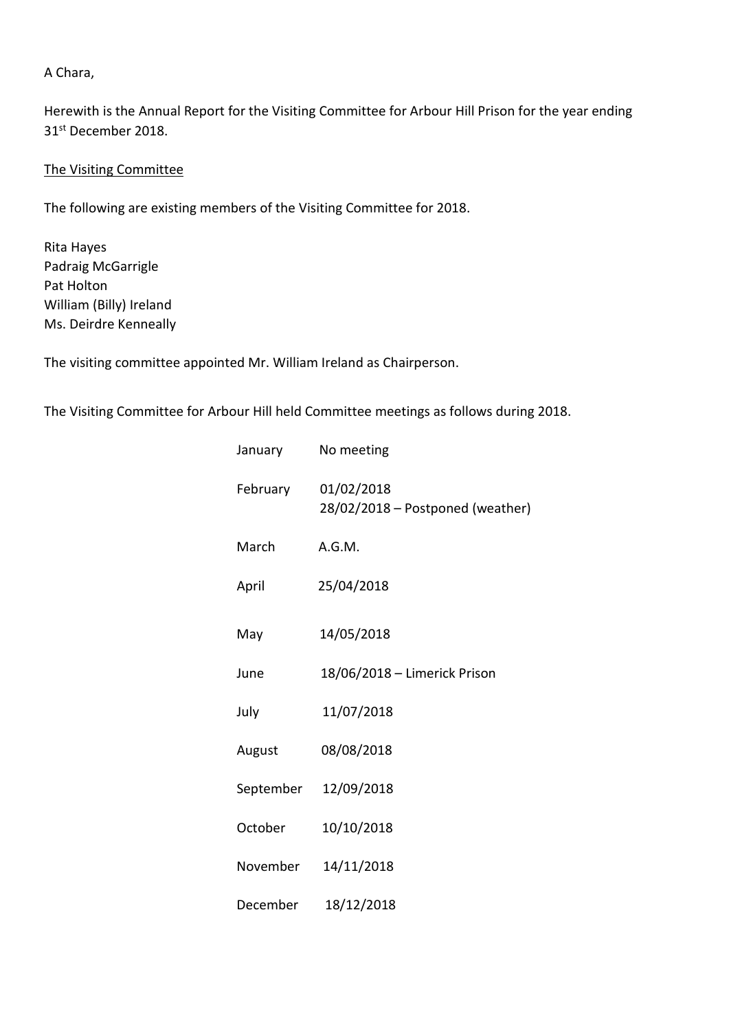A Chara,

Herewith is the Annual Report for the Visiting Committee for Arbour Hill Prison for the year ending 31st December 2018.

The Visiting Committee

The following are existing members of the Visiting Committee for 2018.

Rita Hayes
Padraig McGarrigle
Pat Holton
William (Billy) Ireland
Ms. Deirdre Kenneally

The visiting committee appointed Mr. William Ireland as Chairperson.

The Visiting Committee for Arbour Hill held Committee meetings as follows during 2018.

| | |
|---|---|
| January | No meeting |
| February | 01/02/2018<br>28/02/2018 – Postponed (weather) |
| March | A.G.M. |
| April | 25/04/2018 |
| May | 14/05/2018 |
| June | 18/06/2018 – Limerick Prison |
| July | 11/07/2018 |
| August | 08/08/2018 |
| September | 12/09/2018 |
| October | 10/10/2018 |
| November | 14/11/2018 |
| December | 18/12/2018 |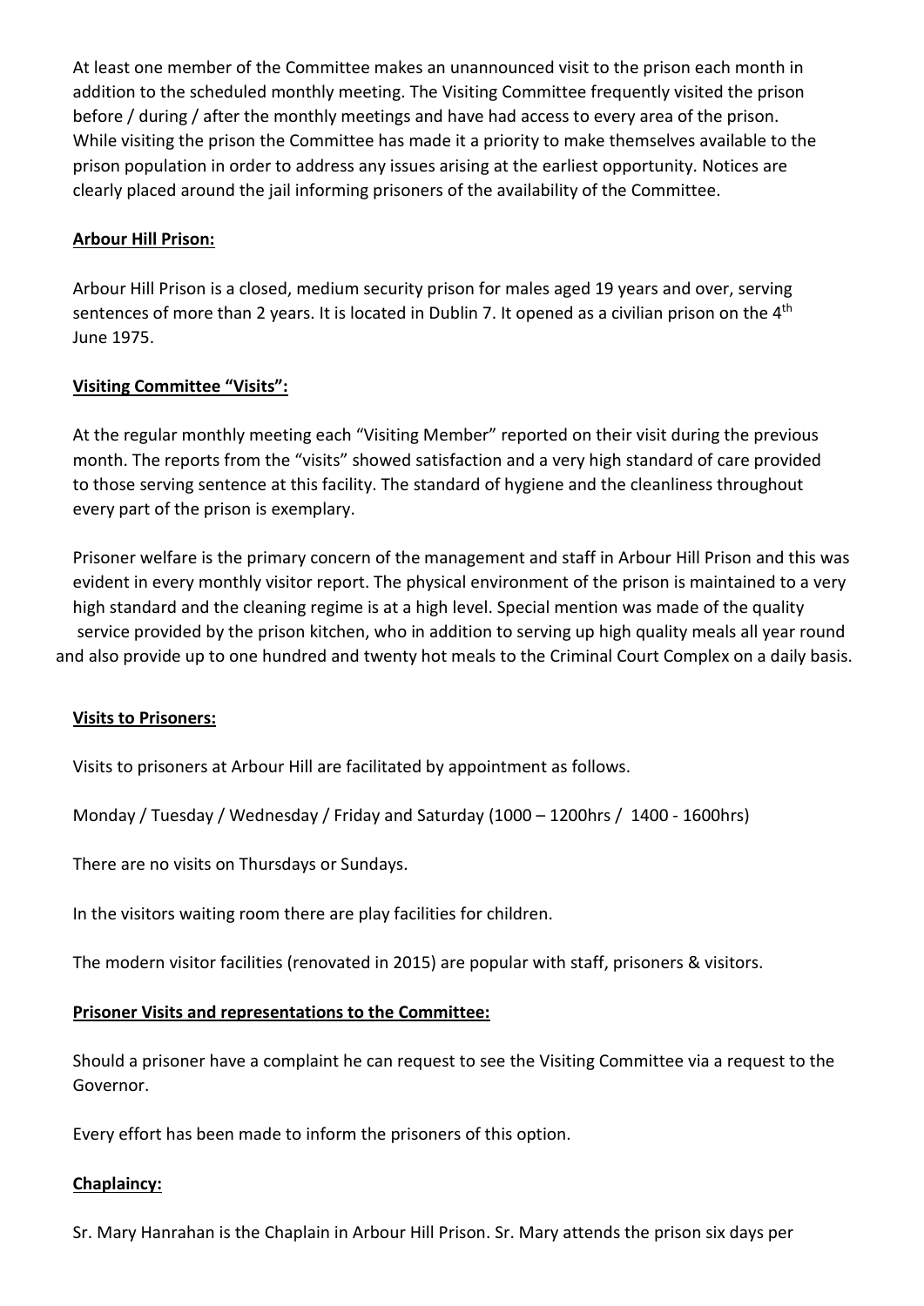At least one member of the Committee makes an unannounced visit to the prison each month in addition to the scheduled monthly meeting. The Visiting Committee frequently visited the prison before / during / after the monthly meetings and have had access to every area of the prison. While visiting the prison the Committee has made it a priority to make themselves available to the prison population in order to address any issues arising at the earliest opportunity. Notices are clearly placed around the jail informing prisoners of the availability of the Committee.

**Arbour Hill Prison:**

Arbour Hill Prison is a closed, medium security prison for males aged 19 years and over, serving sentences of more than 2 years. It is located in Dublin 7. It opened as a civilian prison on the 4th June 1975.

**Visiting Committee "Visits":**

At the regular monthly meeting each "Visiting Member" reported on their visit during the previous month. The reports from the "visits" showed satisfaction and a very high standard of care provided to those serving sentence at this facility. The standard of hygiene and the cleanliness throughout every part of the prison is exemplary.

Prisoner welfare is the primary concern of the management and staff in Arbour Hill Prison and this was evident in every monthly visitor report. The physical environment of the prison is maintained to a very high standard and the cleaning regime is at a high level. Special mention was made of the quality service provided by the prison kitchen, who in addition to serving up high quality meals all year round and also provide up to one hundred and twenty hot meals to the Criminal Court Complex on a daily basis.

**Visits to Prisoners:**

Visits to prisoners at Arbour Hill are facilitated by appointment as follows.

Monday / Tuesday / Wednesday / Friday and Saturday (1000 – 1200hrs / 1400 - 1600hrs)

There are no visits on Thursdays or Sundays.

In the visitors waiting room there are play facilities for children.

The modern visitor facilities (renovated in 2015) are popular with staff, prisoners & visitors.

**Prisoner Visits and representations to the Committee:**

Should a prisoner have a complaint he can request to see the Visiting Committee via a request to the Governor.

Every effort has been made to inform the prisoners of this option.

**Chaplaincy:**

Sr. Mary Hanrahan is the Chaplain in Arbour Hill Prison. Sr. Mary attends the prison six days per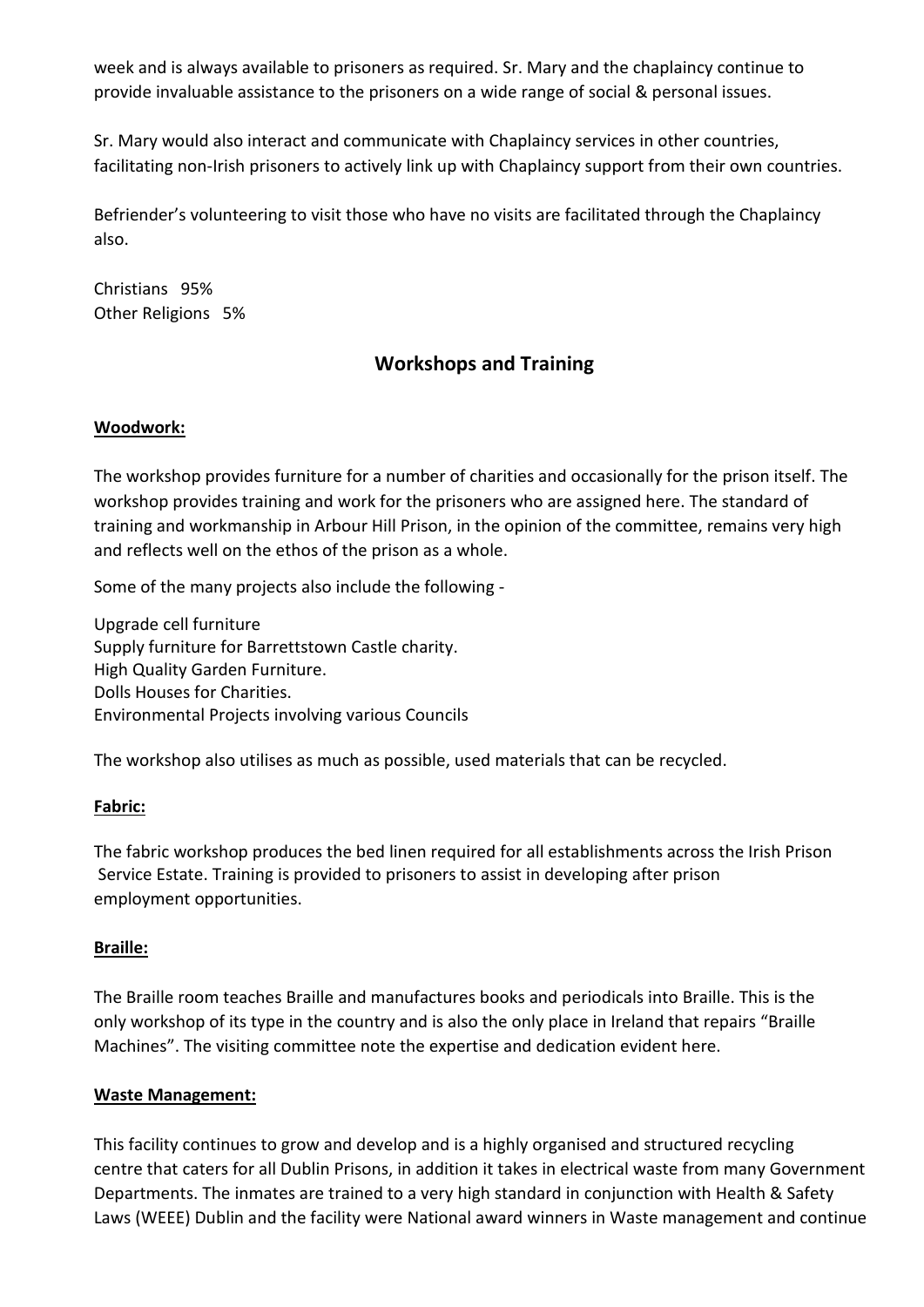week and is always available to prisoners as required. Sr. Mary and the chaplaincy continue to provide invaluable assistance to the prisoners on a wide range of social & personal issues.

Sr. Mary would also interact and communicate with Chaplaincy services in other countries, facilitating non-Irish prisoners to actively link up with Chaplaincy support from their own countries.

Befriender's volunteering to visit those who have no visits are facilitated through the Chaplaincy also.

Christians 95%
Other Religions 5%

## Workshops and Training

**Woodwork:**

The workshop provides furniture for a number of charities and occasionally for the prison itself. The workshop provides training and work for the prisoners who are assigned here. The standard of training and workmanship in Arbour Hill Prison, in the opinion of the committee, remains very high and reflects well on the ethos of the prison as a whole.

Some of the many projects also include the following -

Upgrade cell furniture
Supply furniture for Barrettstown Castle charity.
High Quality Garden Furniture.
Dolls Houses for Charities.
Environmental Projects involving various Councils

The workshop also utilises as much as possible, used materials that can be recycled.

**Fabric:**

The fabric workshop produces the bed linen required for all establishments across the Irish Prison Service Estate. Training is provided to prisoners to assist in developing after prison employment opportunities.

**Braille:**

The Braille room teaches Braille and manufactures books and periodicals into Braille. This is the only workshop of its type in the country and is also the only place in Ireland that repairs "Braille Machines". The visiting committee note the expertise and dedication evident here.

**Waste Management:**

This facility continues to grow and develop and is a highly organised and structured recycling centre that caters for all Dublin Prisons, in addition it takes in electrical waste from many Government Departments. The inmates are trained to a very high standard in conjunction with Health & Safety Laws (WEEE) Dublin and the facility were National award winners in Waste management and continue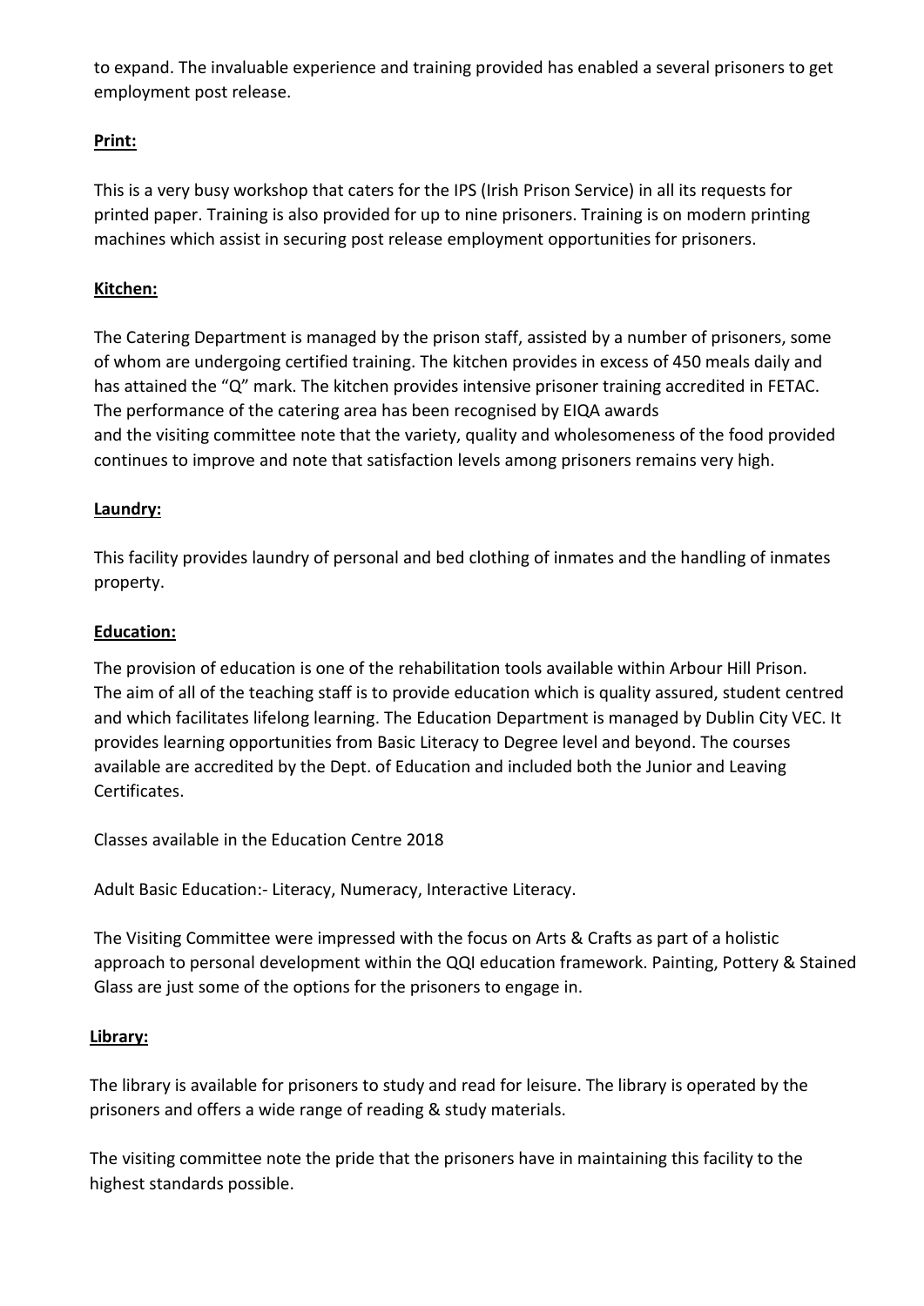to expand. The invaluable experience and training provided has enabled a several prisoners to get employment post release.

**Print:**

This is a very busy workshop that caters for the IPS (Irish Prison Service) in all its requests for printed paper. Training is also provided for up to nine prisoners. Training is on modern printing machines which assist in securing post release employment opportunities for prisoners.

**Kitchen:**

The Catering Department is managed by the prison staff, assisted by a number of prisoners, some of whom are undergoing certified training. The kitchen provides in excess of 450 meals daily and has attained the "Q" mark. The kitchen provides intensive prisoner training accredited in FETAC. The performance of the catering area has been recognised by EIQA awards and the visiting committee note that the variety, quality and wholesomeness of the food provided continues to improve and note that satisfaction levels among prisoners remains very high.

**Laundry:**

This facility provides laundry of personal and bed clothing of inmates and the handling of inmates property.

**Education:**

The provision of education is one of the rehabilitation tools available within Arbour Hill Prison. The aim of all of the teaching staff is to provide education which is quality assured, student centred and which facilitates lifelong learning. The Education Department is managed by Dublin City VEC. It provides learning opportunities from Basic Literacy to Degree level and beyond. The courses available are accredited by the Dept. of Education and included both the Junior and Leaving Certificates.

Classes available in the Education Centre 2018

Adult Basic Education:- Literacy, Numeracy, Interactive Literacy.

The Visiting Committee were impressed with the focus on Arts & Crafts as part of a holistic approach to personal development within the QQI education framework. Painting, Pottery & Stained Glass are just some of the options for the prisoners to engage in.

**Library:**

The library is available for prisoners to study and read for leisure. The library is operated by the prisoners and offers a wide range of reading & study materials.

The visiting committee note the pride that the prisoners have in maintaining this facility to the highest standards possible.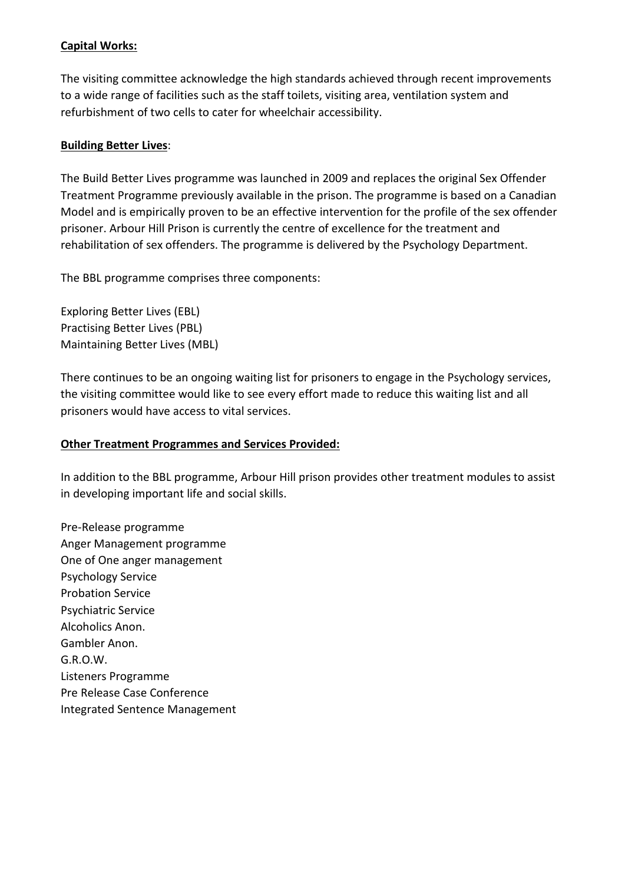**Capital Works:**

The visiting committee acknowledge the high standards achieved through recent improvements to a wide range of facilities such as the staff toilets, visiting area, ventilation system and refurbishment of two cells to cater for wheelchair accessibility.

**Building Better Lives**:

The Build Better Lives programme was launched in 2009 and replaces the original Sex Offender Treatment Programme previously available in the prison. The programme is based on a Canadian Model and is empirically proven to be an effective intervention for the profile of the sex offender prisoner. Arbour Hill Prison is currently the centre of excellence for the treatment and rehabilitation of sex offenders. The programme is delivered by the Psychology Department.

The BBL programme comprises three components:

Exploring Better Lives (EBL)
Practising Better Lives (PBL)
Maintaining Better Lives (MBL)

There continues to be an ongoing waiting list for prisoners to engage in the Psychology services, the visiting committee would like to see every effort made to reduce this waiting list and all prisoners would have access to vital services.

**Other Treatment Programmes and Services Provided:**

In addition to the BBL programme, Arbour Hill prison provides other treatment modules to assist in developing important life and social skills.

Pre-Release programme
Anger Management programme
One of One anger management
Psychology Service
Probation Service
Psychiatric Service
Alcoholics Anon.
Gambler Anon.
G.R.O.W.
Listeners Programme
Pre Release Case Conference
Integrated Sentence Management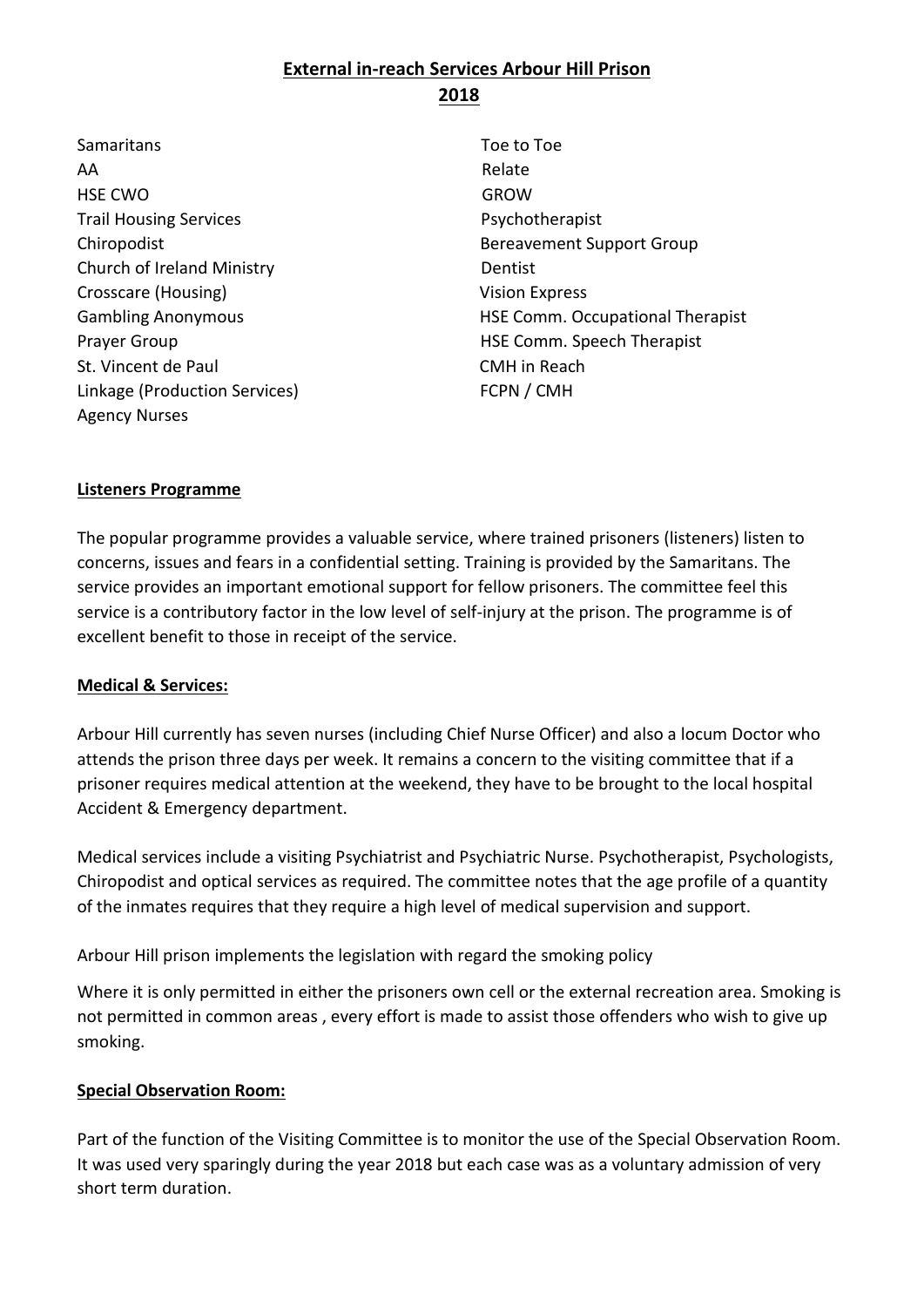## External in-reach Services Arbour Hill Prison 2018

- Samaritans
- AA
- HSE CWO
- Trail Housing Services
- Chiropodist
- Church of Ireland Ministry
- Crosscare (Housing)
- Gambling Anonymous
- Prayer Group
- St. Vincent de Paul
- Linkage (Production Services)
- Agency Nurses
- Toe to Toe
- Relate
- GROW
- Psychotherapist
- Bereavement Support Group
- Dentist
- Vision Express
- HSE Comm. Occupational Therapist
- HSE Comm. Speech Therapist
- CMH in Reach
- FCPN / CMH

### Listeners Programme

The popular programme provides a valuable service, where trained prisoners (listeners) listen to concerns, issues and fears in a confidential setting. Training is provided by the Samaritans. The service provides an important emotional support for fellow prisoners. The committee feel this service is a contributory factor in the low level of self-injury at the prison. The programme is of excellent benefit to those in receipt of the service.

### Medical & Services:

Arbour Hill currently has seven nurses (including Chief Nurse Officer) and also a locum Doctor who attends the prison three days per week. It remains a concern to the visiting committee that if a prisoner requires medical attention at the weekend, they have to be brought to the local hospital Accident & Emergency department.

Medical services include a visiting Psychiatrist and Psychiatric Nurse. Psychotherapist, Psychologists, Chiropodist and optical services as required. The committee notes that the age profile of a quantity of the inmates requires that they require a high level of medical supervision and support.

Arbour Hill prison implements the legislation with regard the smoking policy

Where it is only permitted in either the prisoners own cell or the external recreation area. Smoking is not permitted in common areas , every effort is made to assist those offenders who wish to give up smoking.

### Special Observation Room:

Part of the function of the Visiting Committee is to monitor the use of the Special Observation Room. It was used very sparingly during the year 2018 but each case was as a voluntary admission of very short term duration.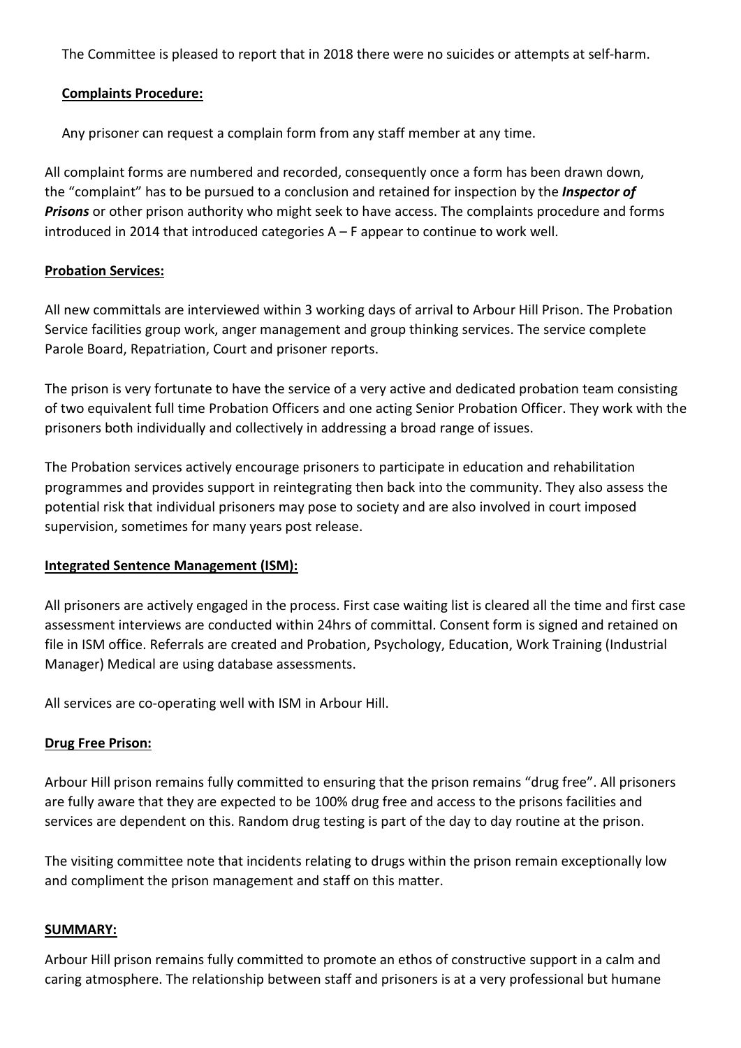The Committee is pleased to report that in 2018 there were no suicides or attempts at self-harm.

**Complaints Procedure:**

Any prisoner can request a complain form from any staff member at any time.

All complaint forms are numbered and recorded, consequently once a form has been drawn down, the "complaint" has to be pursued to a conclusion and retained for inspection by the ***Inspector of Prisons*** or other prison authority who might seek to have access. The complaints procedure and forms introduced in 2014 that introduced categories A – F appear to continue to work well.

**Probation Services:**

All new committals are interviewed within 3 working days of arrival to Arbour Hill Prison. The Probation Service facilities group work, anger management and group thinking services. The service complete Parole Board, Repatriation, Court and prisoner reports.

The prison is very fortunate to have the service of a very active and dedicated probation team consisting of two equivalent full time Probation Officers and one acting Senior Probation Officer. They work with the prisoners both individually and collectively in addressing a broad range of issues.

The Probation services actively encourage prisoners to participate in education and rehabilitation programmes and provides support in reintegrating then back into the community. They also assess the potential risk that individual prisoners may pose to society and are also involved in court imposed supervision, sometimes for many years post release.

**Integrated Sentence Management (ISM):**

All prisoners are actively engaged in the process. First case waiting list is cleared all the time and first case assessment interviews are conducted within 24hrs of committal. Consent form is signed and retained on file in ISM office. Referrals are created and Probation, Psychology, Education, Work Training (Industrial Manager) Medical are using database assessments.

All services are co-operating well with ISM in Arbour Hill.

**Drug Free Prison:**

Arbour Hill prison remains fully committed to ensuring that the prison remains "drug free". All prisoners are fully aware that they are expected to be 100% drug free and access to the prisons facilities and services are dependent on this. Random drug testing is part of the day to day routine at the prison.

The visiting committee note that incidents relating to drugs within the prison remain exceptionally low and compliment the prison management and staff on this matter.

**SUMMARY:**

Arbour Hill prison remains fully committed to promote an ethos of constructive support in a calm and caring atmosphere. The relationship between staff and prisoners is at a very professional but humane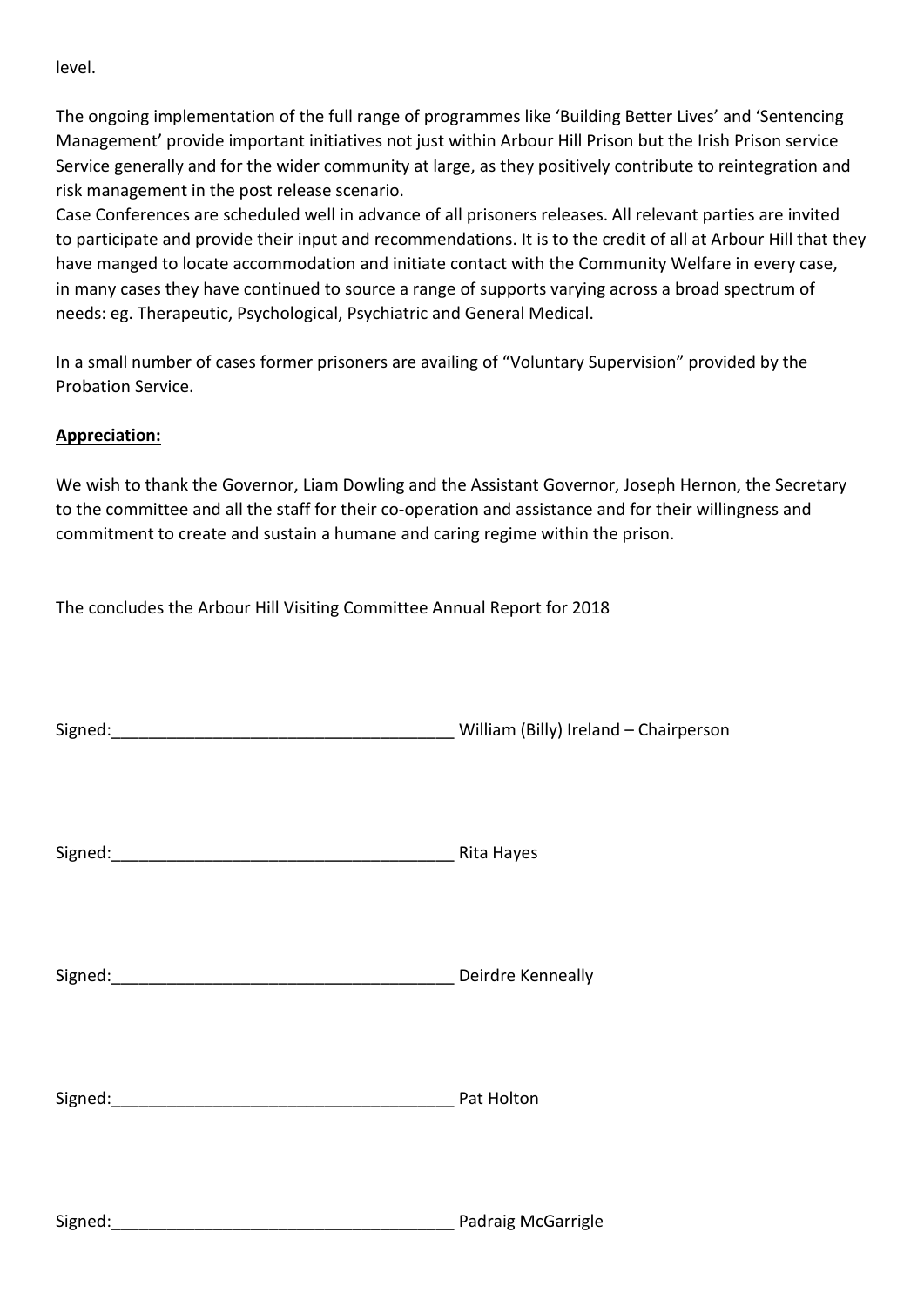level.

The ongoing implementation of the full range of programmes like 'Building Better Lives' and 'Sentencing Management' provide important initiatives not just within Arbour Hill Prison but the Irish Prison service Service generally and for the wider community at large, as they positively contribute to reintegration and risk management in the post release scenario.

Case Conferences are scheduled well in advance of all prisoners releases. All relevant parties are invited to participate and provide their input and recommendations. It is to the credit of all at Arbour Hill that they have manged to locate accommodation and initiate contact with the Community Welfare in every case, in many cases they have continued to source a range of supports varying across a broad spectrum of needs: eg. Therapeutic, Psychological, Psychiatric and General Medical.

In a small number of cases former prisoners are availing of "Voluntary Supervision" provided by the Probation Service.

**Appreciation:**

We wish to thank the Governor, Liam Dowling and the Assistant Governor, Joseph Hernon, the Secretary to the committee and all the staff for their co-operation and assistance and for their willingness and commitment to create and sustain a humane and caring regime within the prison.

The concludes the Arbour Hill Visiting Committee Annual Report for 2018

Signed:_____________________________________ William (Billy) Ireland – Chairperson

Signed:_____________________________________ Rita Hayes

Signed:_____________________________________ Deirdre Kenneally

Signed:_____________________________________ Pat Holton

Signed:_____________________________________ Padraig McGarrigle